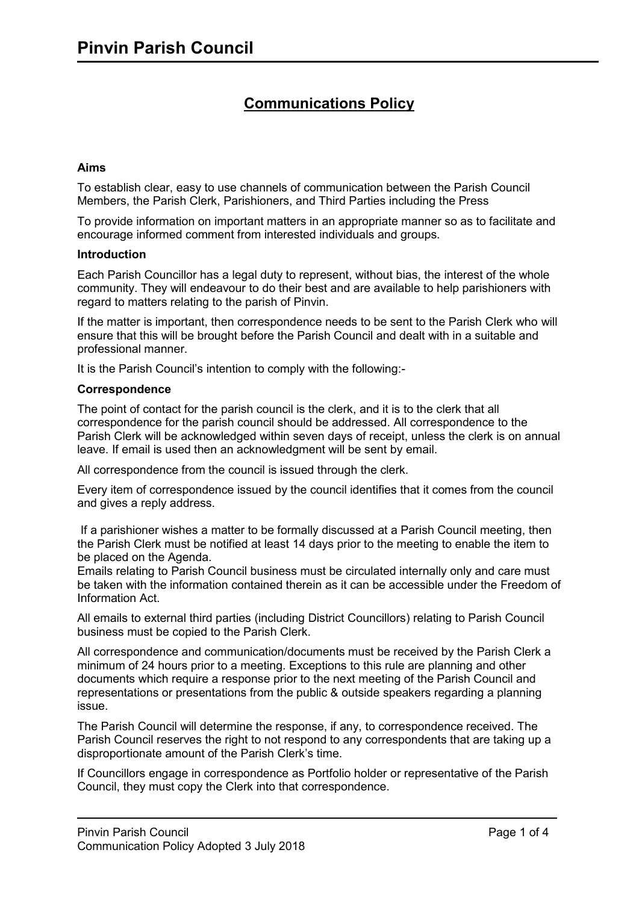# Pinvin Parish Council

## Communications Policy

**Aims**

To establish clear, easy to use channels of communication between the Parish Council Members, the Parish Clerk, Parishioners, and Third Parties including the Press

To provide information on important matters in an appropriate manner so as to facilitate and encourage informed comment from interested individuals and groups.

**Introduction**

Each Parish Councillor has a legal duty to represent, without bias, the interest of the whole community. They will endeavour to do their best and are available to help parishioners with regard to matters relating to the parish of Pinvin.

If the matter is important, then correspondence needs to be sent to the Parish Clerk who will ensure that this will be brought before the Parish Council and dealt with in a suitable and professional manner.

It is the Parish Council's intention to comply with the following:-

**Correspondence**

The point of contact for the parish council is the clerk, and it is to the clerk that all correspondence for the parish council should be addressed. All correspondence to the Parish Clerk will be acknowledged within seven days of receipt, unless the clerk is on annual leave. If email is used then an acknowledgment will be sent by email.

All correspondence from the council is issued through the clerk.

Every item of correspondence issued by the council identifies that it comes from the council and gives a reply address.

If a parishioner wishes a matter to be formally discussed at a Parish Council meeting, then the Parish Clerk must be notified at least 14 days prior to the meeting to enable the item to be placed on the Agenda.
Emails relating to Parish Council business must be circulated internally only and care must be taken with the information contained therein as it can be accessible under the Freedom of Information Act.

All emails to external third parties (including District Councillors) relating to Parish Council business must be copied to the Parish Clerk.

All correspondence and communication/documents must be received by the Parish Clerk a minimum of 24 hours prior to a meeting. Exceptions to this rule are planning and other documents which require a response prior to the next meeting of the Parish Council and representations or presentations from the public & outside speakers regarding a planning issue.

The Parish Council will determine the response, if any, to correspondence received. The Parish Council reserves the right to not respond to any correspondents that are taking up a disproportionate amount of the Parish Clerk's time.

If Councillors engage in correspondence as Portfolio holder or representative of the Parish Council, they must copy the Clerk into that correspondence.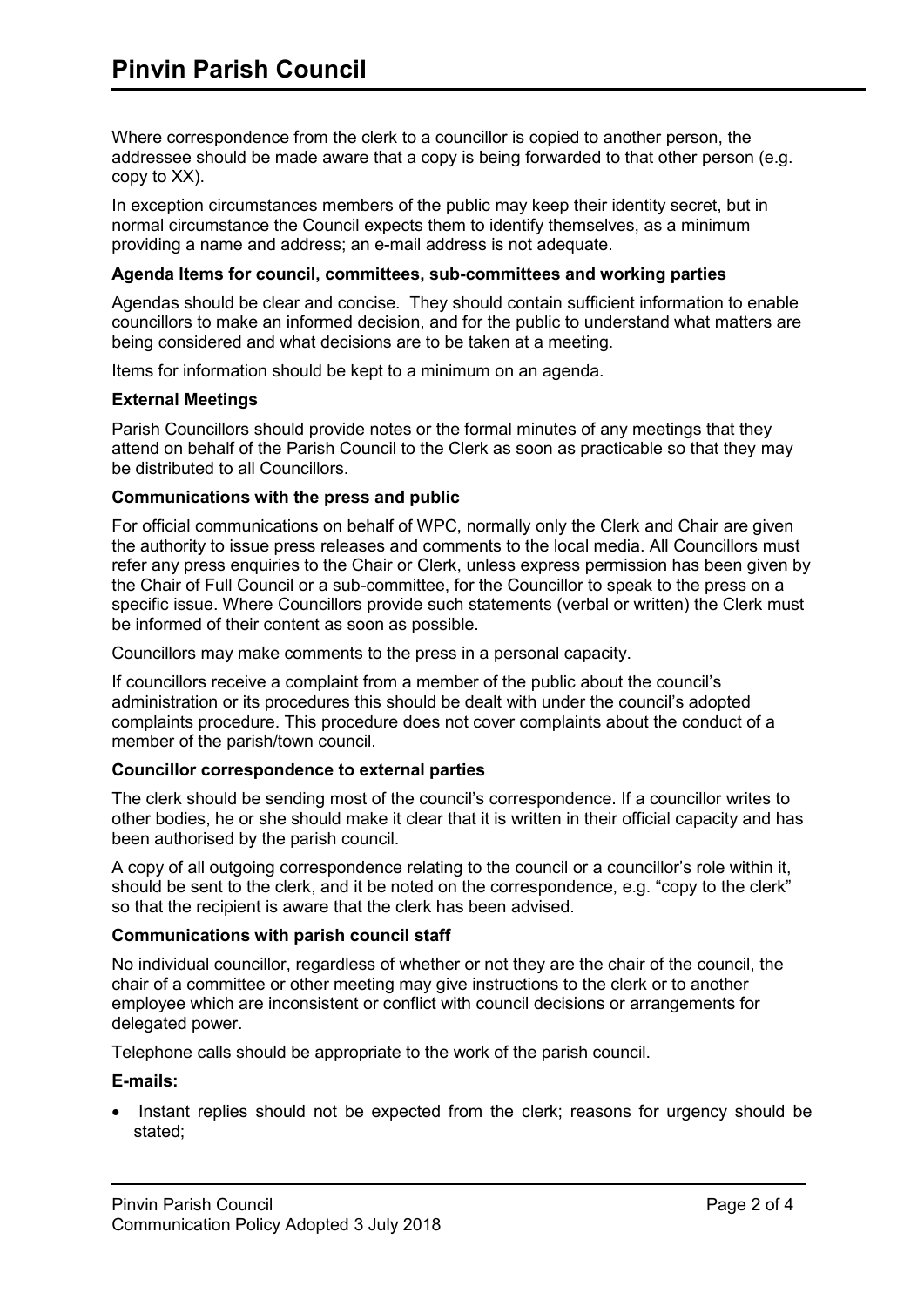Where correspondence from the clerk to a councillor is copied to another person, the addressee should be made aware that a copy is being forwarded to that other person (e.g. copy to XX).

In exception circumstances members of the public may keep their identity secret, but in normal circumstance the Council expects them to identify themselves, as a minimum providing a name and address; an e-mail address is not adequate.

**Agenda Items for council, committees, sub-committees and working parties**

Agendas should be clear and concise. They should contain sufficient information to enable councillors to make an informed decision, and for the public to understand what matters are being considered and what decisions are to be taken at a meeting.

Items for information should be kept to a minimum on an agenda.

**External Meetings**

Parish Councillors should provide notes or the formal minutes of any meetings that they attend on behalf of the Parish Council to the Clerk as soon as practicable so that they may be distributed to all Councillors.

**Communications with the press and public**

For official communications on behalf of WPC, normally only the Clerk and Chair are given the authority to issue press releases and comments to the local media. All Councillors must refer any press enquiries to the Chair or Clerk, unless express permission has been given by the Chair of Full Council or a sub-committee, for the Councillor to speak to the press on a specific issue. Where Councillors provide such statements (verbal or written) the Clerk must be informed of their content as soon as possible.

Councillors may make comments to the press in a personal capacity.

If councillors receive a complaint from a member of the public about the council's administration or its procedures this should be dealt with under the council's adopted complaints procedure. This procedure does not cover complaints about the conduct of a member of the parish/town council.

**Councillor correspondence to external parties**

The clerk should be sending most of the council's correspondence. If a councillor writes to other bodies, he or she should make it clear that it is written in their official capacity and has been authorised by the parish council.

A copy of all outgoing correspondence relating to the council or a councillor's role within it, should be sent to the clerk, and it be noted on the correspondence, e.g. "copy to the clerk" so that the recipient is aware that the clerk has been advised.

**Communications with parish council staff**

No individual councillor, regardless of whether or not they are the chair of the council, the chair of a committee or other meeting may give instructions to the clerk or to another employee which are inconsistent or conflict with council decisions or arrangements for delegated power.

Telephone calls should be appropriate to the work of the parish council.

**E-mails:**

- Instant replies should not be expected from the clerk; reasons for urgency should be stated;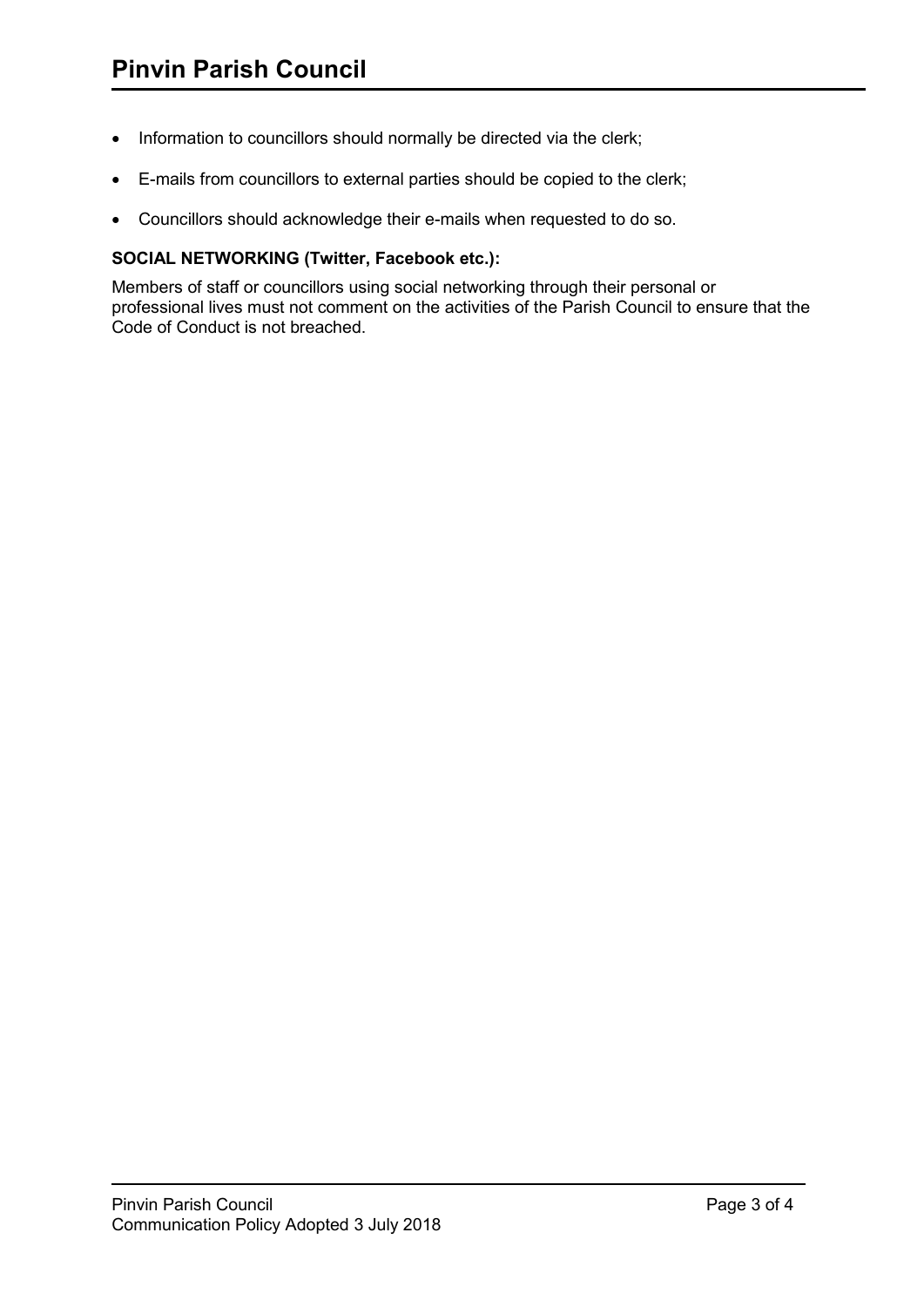- Information to councillors should normally be directed via the clerk;
- E-mails from councillors to external parties should be copied to the clerk;
- Councillors should acknowledge their e-mails when requested to do so.

**SOCIAL NETWORKING (Twitter, Facebook etc.):**

Members of staff or councillors using social networking through their personal or professional lives must not comment on the activities of the Parish Council to ensure that the Code of Conduct is not breached.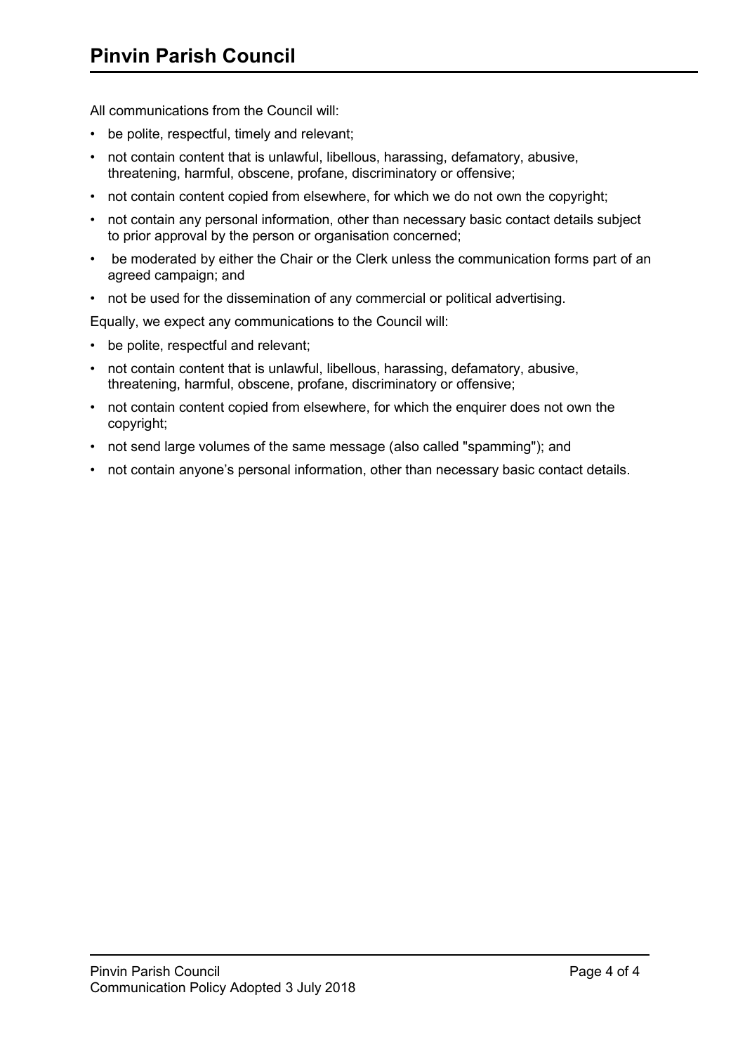All communications from the Council will:

- be polite, respectful, timely and relevant;
- not contain content that is unlawful, libellous, harassing, defamatory, abusive, threatening, harmful, obscene, profane, discriminatory or offensive;
- not contain content copied from elsewhere, for which we do not own the copyright;
- not contain any personal information, other than necessary basic contact details subject to prior approval by the person or organisation concerned;
- be moderated by either the Chair or the Clerk unless the communication forms part of an agreed campaign; and
- not be used for the dissemination of any commercial or political advertising.

Equally, we expect any communications to the Council will:

- be polite, respectful and relevant;
- not contain content that is unlawful, libellous, harassing, defamatory, abusive, threatening, harmful, obscene, profane, discriminatory or offensive;
- not contain content copied from elsewhere, for which the enquirer does not own the copyright;
- not send large volumes of the same message (also called "spamming"); and
- not contain anyone's personal information, other than necessary basic contact details.